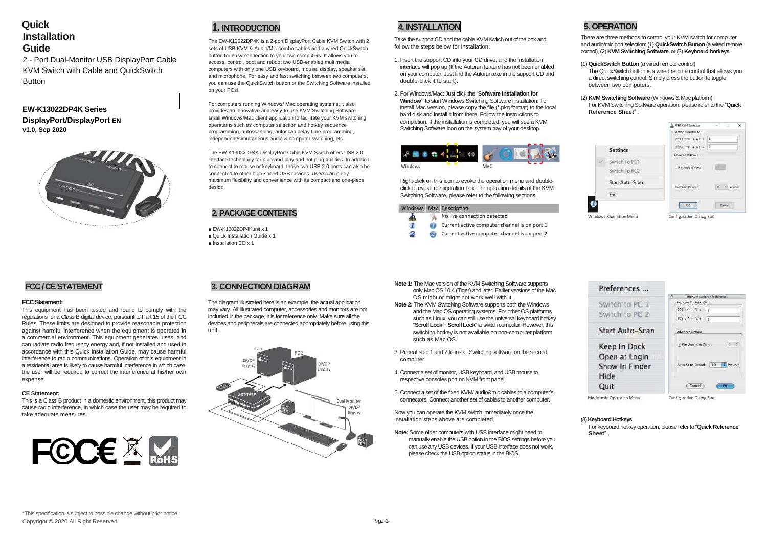# Quick Installation Guide

2 - Port Dual-Monitor USB DisplayPort Cable KVM Switch with Cable and QuickSwitch Button

**EW-K13022DP4K Series**
**DisplayPort/DisplayPort EN**
**v1.0, Sep 2020**

## 1. INTRODUCTION

The EW-K13022DP4K is a 2-port DisplayPort Cable KVM Switch with 2 sets of USB KVM & Audio/Mic combo cables and a wired QuickSwitch button for easy connection to your two computers. It allows you to access, control, boot and reboot two USB-enabled multimedia computers with only one USB keyboard, mouse, display, speaker set, and microphone. For easy and fast switching between two computers, you can use the QuickSwitch button or the Switching Software installed on your PCs!

For computers running Windows/ Mac operating systems, it also provides an innovative and easy-to-use KVM Switching Software - small Windows/Mac client application to facilitate your KVM switching operations such as computer selection and hotkey sequence programming, autoscanning, autoscan delay time programming, independent/simultaneous audio & computer switching, etc.

The EW-K13022DP4K DisplayPort Cable KVM Switch offers USB 2.0 interface technology for plug-and-play and hot-plug abilities. In addition to connect to mouse or keyboard, those two USB 2.0 ports can also be connected to other high-speed USB devices. Users can enjoy maximum flexibility and convenience with its compact and one-piece design.

## 2. PACKAGE CONTENTS

- EW-K13022DP4Kunit x 1
- Quick Installation Guide x 1
- Installation CD x 1

## 4. INSTALLATION

Take the support CD and the cable KVM switch out of the box and follow the steps below for installation.

1. Insert the support CD into your CD drive, and the installation interface will pop up (If the Autorun feature has not been enabled on your computer. Just find the Autorun.exe in the support CD and double-click it to start).
2. For Windows/Mac: Just click the "**Software Installation for Window"** to start Windows Switching Software installation. To install Mac version, please copy the file (*.pkg format) to the local hard disk and install it from there. Follow the instructions to completion. If the installation is completed, you will see a KVM Switching Software icon on the system tray of your desktop.

Windows MAC

Right-click on this icon to evoke the operation menu and double-click to evoke configuration box. For operation details of the KVM Switching Software, please refer to the following sections.

| Windows | Mac | Description |
|---|---|---|
| | | No live connection detected |
| 1 | | Current active computer channel is on port 1 |
| 2 | | Current active computer channel is on port 2 |

## 5. OPERATION

There are three methods to control your KVM switch for computer and audio/mic port selection: (1) **QuickSwitch Button** (a wired remote control), (2) **KVM Switching Software**, or (3) **Keyboard hotkeys**.

(1) **QuickSwitch Button** (a wired remote control)
The QuickSwitch button is a wired remote control that allows you a direct switching control. Simply press the button to toggle between two computers.

(2) **KVM Switching Software** (Windows & Mac platform)
For KVM Switching Software operation, please refer to the "**Quick Reference Sheet**" .

Windows: Operation Menu — Settings, Switch To PC1, Switch To PC2, Start Auto-Scan, Exit

Configuration Dialog Box

Macintosh: Operation Menu — Preferences ..., Switch to PC 1, Switch to PC 2, Start Auto-Scan, Keep In Dock, Open at Login, Show In Finder, Hide, Quit

Configuration Dialog Box

(3) **Keyboard Hotkeys**
For keyboard hotkey operation, please refer to "**Quick Reference Sheet**" .

## FCC / CE STATEMENT

**FCC Statement:**
This equipment has been tested and found to comply with the regulations for a Class B digital device, pursuant to Part 15 of the FCC Rules. These limits are designed to provide reasonable protection against harmful interference when the equipment is operated in a commercial environment. This equipment generates, uses, and can radiate radio frequency energy and, if not installed and used in accordance with this Quick Installation Guide, may cause harmful interference to radio communications. Operation of this equipment in a residential area is likely to cause harmful interference in which case, the user will be required to correct the interference at his/her own expense.

**CE Statement:**
This is a Class B product in a domestic environment, this product may cause radio interference, in which case the user may be required to take adequate measures.

## 3. CONNECTION DIAGRAM

The diagram illustrated here is an example, the actual application may vary. All illustrated computer, accessories and monitors are not included in the package, it is for reference only. Make sure all the devices and peripherals are connected appropriately before using this unit.

**Note 1:** The Mac version of the KVM Switching Software supports only Mac OS 10.4 (Tiger) and later. Earlier versions of the Mac OS might or might not work well with it.

**Note 2:** The KVM Switching Software supports both the Windows and the Mac OS operating systems. For other OS platforms such as Linux, you can still use the universal keyboard hotkey "**Scroll Lock** + **Scroll Lock**" to switch computer. However, this switching hotkey is not available on non-computer platform such as Mac OS.

3. Repeat step 1 and 2 to install Switching software on the second computer.
4. Connect a set of monitor, USB keyboard, and USB mouse to respective consoles port on KVM front panel.
5. Connect a set of the fixed KVM/ audio&mic cables to a computer's connectors. Connect another set of cables to another computer.

Now you can operate the KVM switch immediately once the installation steps above are completed.

**Note:** Some older computers with USB interface might need to manually enable the USB option in the BIOS settings before you can use any USB devices. If your USB interface does not work, please check the USB option status in the BIOS.

*This specification is subject to possible change without prior notice.
Copyright © 2020 All Right Reserved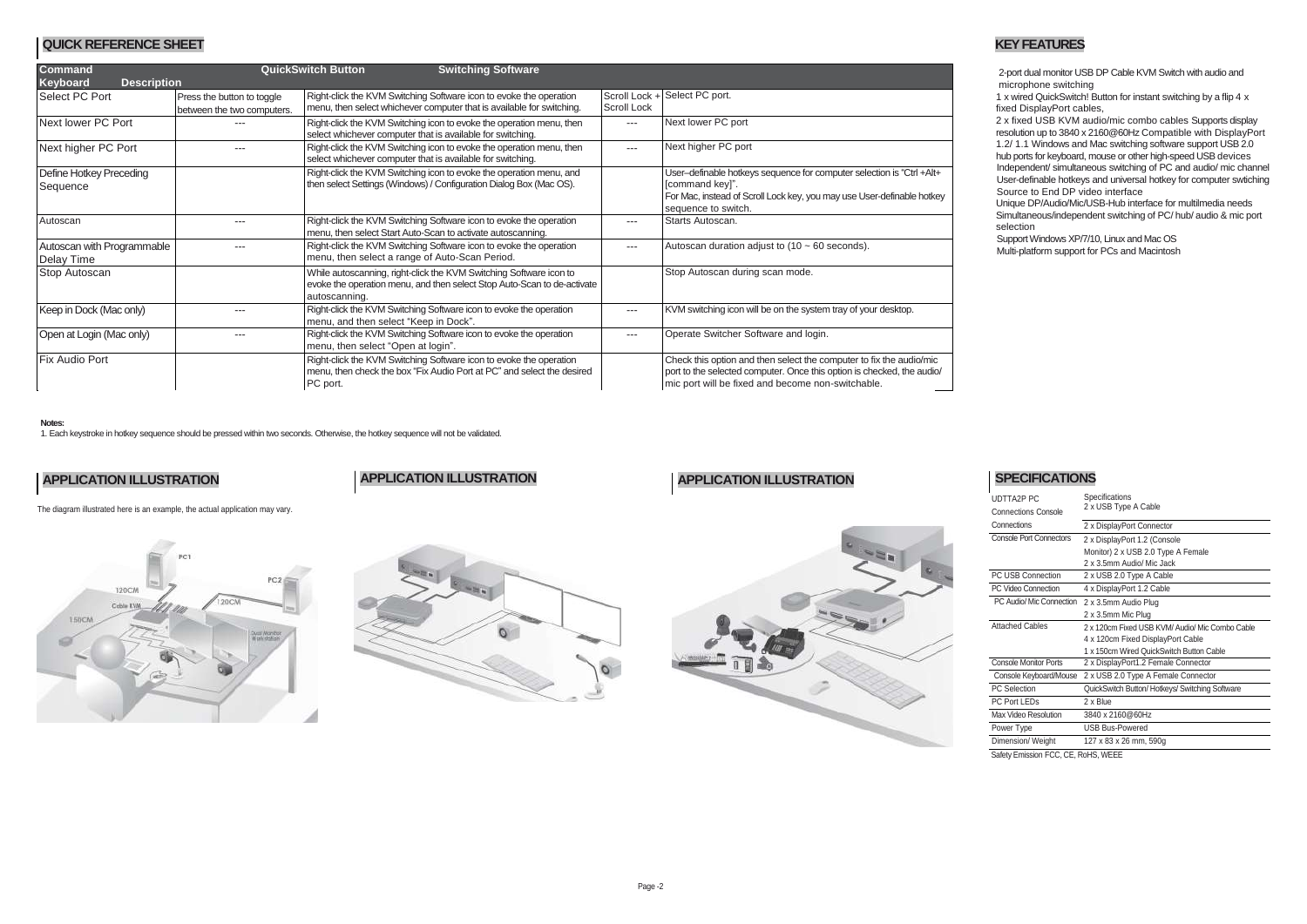## QUICK REFERENCE SHEET

| Command Description | QuickSwitch Button | Switching Software | Keyboard | |
|---|---|---|---|---|
| Select PC Port | Press the button to toggle between the two computers. | Right-click the KVM Switching Software icon to evoke the operation menu, then select whichever computer that is available for switching. | Scroll Lock + Scroll Lock | Select PC port. |
| Next lower PC Port | --- | Right-click the KVM Switching icon to evoke the operation menu, then select whichever computer that is available for switching. | --- | Next lower PC port |
| Next higher PC Port | --- | Right-click the KVM Switching icon to evoke the operation menu, then select whichever computer that is available for switching. | --- | Next higher PC port |
| Define Hotkey Preceding Sequence | | Right-click the KVM Switching icon to evoke the operation menu, and then select Settings (Windows) / Configuration Dialog Box (Mac OS). | | User–definable hotkeys sequence for computer selection is "Ctrl +Alt+ [command key]". For Mac, instead of Scroll Lock key, you may use User-definable hotkey sequence to switch. |
| Autoscan | --- | Right-click the KVM Switching Software icon to evoke the operation menu, then select Start Auto-Scan to activate autoscanning. | --- | Starts Autoscan. |
| Autoscan with Programmable Delay Time | --- | Right-click the KVM Switching Software icon to evoke the operation menu, then select a range of Auto-Scan Period. | --- | Autoscan duration adjust to (10 ~ 60 seconds). |
| Stop Autoscan | | While autoscanning, right-click the KVM Switching Software icon to evoke the operation menu, and then select Stop Auto-Scan to de-activate autoscanning. | | Stop Autoscan during scan mode. |
| Keep in Dock (Mac only) | --- | Right-click the KVM Switching Software icon to evoke the operation menu, and then select "Keep in Dock". | --- | KVM switching icon will be on the system tray of your desktop. |
| Open at Login (Mac only) | --- | Right-click the KVM Switching Software icon to evoke the operation menu, then select "Open at login". | --- | Operate Switcher Software and login. |
| Fix Audio Port | | Right-click the KVM Switching Software icon to evoke the operation menu, then check the box "Fix Audio Port at PC" and select the desired PC port. | | Check this option and then select the computer to fix the audio/mic port to the selected computer. Once this option is checked, the audio/ mic port will be fixed and become non-switchable. |

**Notes:**

1. Each keystroke in hotkey sequence should be pressed within two seconds. Otherwise, the hotkey sequence will not be validated.

## KEY FEATURES

2-port dual monitor USB DP Cable KVM Switch with audio and microphone switching
1 x wired QuickSwitch! Button for instant switching by a flip 4 x fixed DisplayPort cables,
2 x fixed USB KVM audio/mic combo cables Supports display resolution up to 3840 x 2160@60Hz Compatible with DisplayPort 1.2/ 1.1 Windows and Mac switching software support USB 2.0 hub ports for keyboard, mouse or other high-speed USB devices
Independent/ simultaneous switching of PC and audio/ mic channel
User-definable hotkeys and universal hotkey for computer swtiching
Source to End DP video interface
Unique DP/Audio/Mic/USB-Hub interface for multilmedia needs
Simultaneous/independent switching of PC/ hub/ audio & mic port selection
Support Windows XP/7/10, Linux and Mac OS
Multi-platform support for PCs and Macintosh

## APPLICATION ILLUSTRATION

The diagram illustrated here is an example, the actual application may vary.

PC1
PC2
120CM
Cable KVM
120CM
150CM
Dual Monitor Workstation

## APPLICATION ILLUSTRATION

## APPLICATION ILLUSTRATION

## SPECIFICATIONS

| UDTTA2P PC | Specifications |
|---|---|
| Connections Console | 2 x USB Type A Cable |
| Connections | 2 x DisplayPort Connector |
| Console Port Connectors | 2 x DisplayPort 1.2 (Console Monitor) 2 x USB 2.0 Type A Female 2 x 3.5mm Audio/ Mic Jack |
| PC USB Connection | 2 x USB 2.0 Type A Cable |
| PC Video Connection | 4 x DisplayPort 1.2 Cable |
| PC Audio/ Mic Connection | 2 x 3.5mm Audio Plug 2 x 3.5mm Mic Plug |
| Attached Cables | 2 x 120cm Fixed USB KVM/ Audio/ Mic Combo Cable 4 x 120cm Fixed DisplayPort Cable 1 x 150cm Wired QuickSwitch Button Cable |
| Console Monitor Ports | 2 x DisplayPort1.2 Female Connector |
| Console Keyboard/Mouse | 2 x USB 2.0 Type A Female Connector |
| PC Selection | QuickSwitch Button/ Hotkeys/ Switching Software |
| PC Port LEDs | 2 x Blue |
| Max Video Resolution | 3840 x 2160@60Hz |
| Power Type | USB Bus-Powered |
| Dimension/ Weight | 127 x 83 x 26 mm, 590g |

Safety Emission FCC, CE, RoHS, WEEE